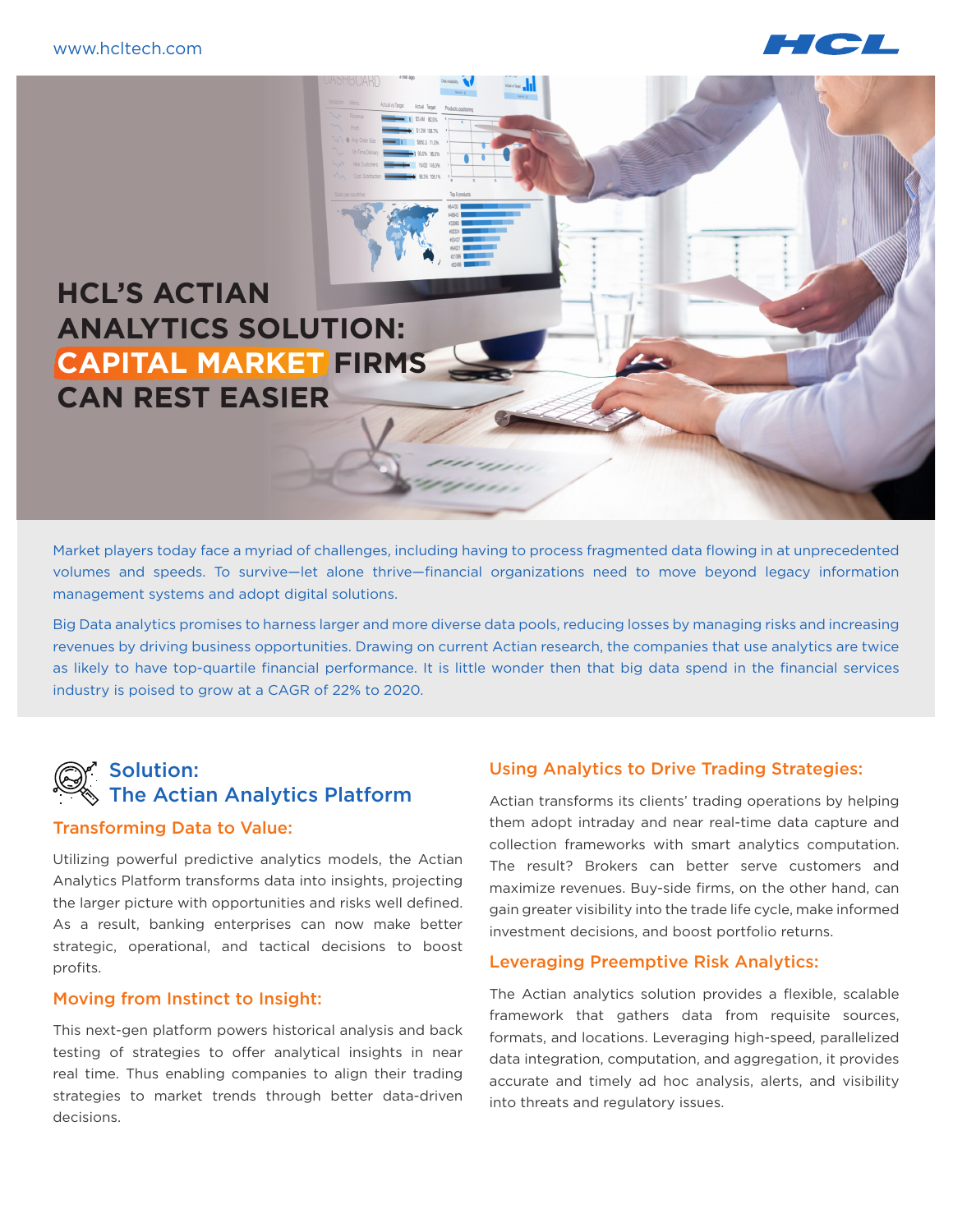# HCL'S ACTIAN ANALYTICS SOLUTION: CAPITAL MARKET FIRMS CAN REST EASIER

Market players today face a myriad of challenges, including having to process fragmented data flowing in at unprecedented volumes and speeds. To survive—let alone thrive—financial organizations need to move beyond legacy information management systems and adopt digital solutions.

Big Data analytics promises to harness larger and more diverse data pools, reducing losses by managing risks and increasing revenues by driving business opportunities. Drawing on current Actian research, the companies that use analytics are twice as likely to have top-quartile financial performance. It is little wonder then that big data spend in the financial services industry is poised to grow at a CAGR of 22% to 2020.

## Solution: The Actian Analytics Platform

### Transforming Data to Value:

Utilizing powerful predictive analytics models, the Actian Analytics Platform transforms data into insights, projecting the larger picture with opportunities and risks well defined. As a result, banking enterprises can now make better strategic, operational, and tactical decisions to boost profits.

### Moving from Instinct to Insight:

This next-gen platform powers historical analysis and back testing of strategies to offer analytical insights in near real time. Thus enabling companies to align their trading strategies to market trends through better data-driven decisions.

### Using Analytics to Drive Trading Strategies:

Actian transforms its clients' trading operations by helping them adopt intraday and near real-time data capture and collection frameworks with smart analytics computation. The result? Brokers can better serve customers and maximize revenues. Buy-side firms, on the other hand, can gain greater visibility into the trade life cycle, make informed investment decisions, and boost portfolio returns.

### Leveraging Preemptive Risk Analytics:

The Actian analytics solution provides a flexible, scalable framework that gathers data from requisite sources, formats, and locations. Leveraging high-speed, parallelized data integration, computation, and aggregation, it provides accurate and timely ad hoc analysis, alerts, and visibility into threats and regulatory issues.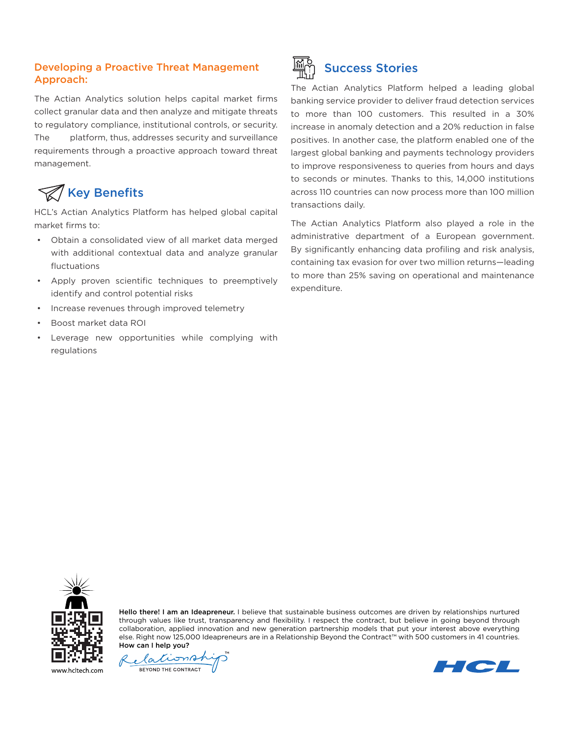### Developing a Proactive Threat Management Approach:

The Actian Analytics solution helps capital market firms collect granular data and then analyze and mitigate threats to regulatory compliance, institutional controls, or security. The platform, thus, addresses security and surveillance requirements through a proactive approach toward threat management.

## Key Benefits

HCL's Actian Analytics Platform has helped global capital market firms to:

- Obtain a consolidated view of all market data merged with additional contextual data and analyze granular fluctuations
- Apply proven scientific techniques to preemptively identify and control potential risks
- Increase revenues through improved telemetry
- Boost market data ROI
- Leverage new opportunities while complying with regulations

## Success Stories

The Actian Analytics Platform helped a leading global banking service provider to deliver fraud detection services to more than 100 customers. This resulted in a 30% increase in anomaly detection and a 20% reduction in false positives. In another case, the platform enabled one of the largest global banking and payments technology providers to improve responsiveness to queries from hours and days to seconds or minutes. Thanks to this, 14,000 institutions across 110 countries can now process more than 100 million transactions daily.

The Actian Analytics Platform also played a role in the administrative department of a European government. By significantly enhancing data profiling and risk analysis, containing tax evasion for over two million returns—leading to more than 25% saving on operational and maintenance expenditure.

**Hello there! I am an Ideapreneur.** I believe that sustainable business outcomes are driven by relationships nurtured through values like trust, transparency and flexibility. I respect the contract, but believe in going beyond through collaboration, applied innovation and new generation partnership models that put your interest above everything else. Right now 125,000 Ideapreneurs are in a Relationship Beyond the Contract™ with 500 customers in 41 countries.
**How can I help you?**

Relationship™ BEYOND THE CONTRACT

www.hcltech.com

HCL